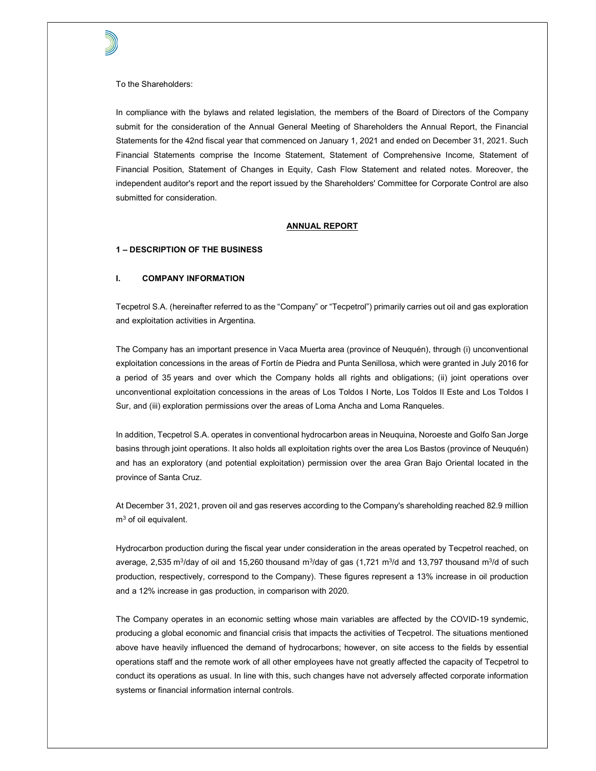To the Shareholders:

In compliance with the bylaws and related legislation, the members of the Board of Directors of the Company submit for the consideration of the Annual General Meeting of Shareholders the Annual Report, the Financial Statements for the 42nd fiscal year that commenced on January 1, 2021 and ended on December 31, 2021. Such Financial Statements comprise the Income Statement, Statement of Comprehensive Income, Statement of Financial Position, Statement of Changes in Equity, Cash Flow Statement and related notes. Moreover, the independent auditor's report and the report issued by the Shareholders' Committee for Corporate Control are also submitted for consideration.

# ANNUAL REPORT

## 1 – DESCRIPTION OF THE BUSINESS

### I. COMPANY INFORMATION

Tecpetrol S.A. (hereinafter referred to as the "Company" or "Tecpetrol") primarily carries out oil and gas exploration and exploitation activities in Argentina.

The Company has an important presence in Vaca Muerta area (province of Neuquén), through (i) unconventional exploitation concessions in the areas of Fortín de Piedra and Punta Senillosa, which were granted in July 2016 for a period of 35 years and over which the Company holds all rights and obligations; (ii) joint operations over unconventional exploitation concessions in the areas of Los Toldos I Norte, Los Toldos II Este and Los Toldos I Sur, and (iii) exploration permissions over the areas of Loma Ancha and Loma Ranqueles.

In addition, Tecpetrol S.A. operates in conventional hydrocarbon areas in Neuquina, Noroeste and Golfo San Jorge basins through joint operations. It also holds all exploitation rights over the area Los Bastos (province of Neuquén) and has an exploratory (and potential exploitation) permission over the area Gran Bajo Oriental located in the province of Santa Cruz.

At December 31, 2021, proven oil and gas reserves according to the Company's shareholding reached 82.9 million $m^3$ of oil equivalent.

Hydrocarbon production during the fiscal year under consideration in the areas operated by Tecpetrol reached, on average, 2,535 $m^3$/day of oil and 15,260 thousand $m^3$/day of gas (1,721 $m^3$/d and 13,797 thousand $m^3$/d of such production, respectively, correspond to the Company). These figures represent a 13% increase in oil production and a 12% increase in gas production, in comparison with 2020.

The Company operates in an economic setting whose main variables are affected by the COVID-19 syndemic, producing a global economic and financial crisis that impacts the activities of Tecpetrol. The situations mentioned above have heavily influenced the demand of hydrocarbons; however, on site access to the fields by essential operations staff and the remote work of all other employees have not greatly affected the capacity of Tecpetrol to conduct its operations as usual. In line with this, such changes have not adversely affected corporate information systems or financial information internal controls.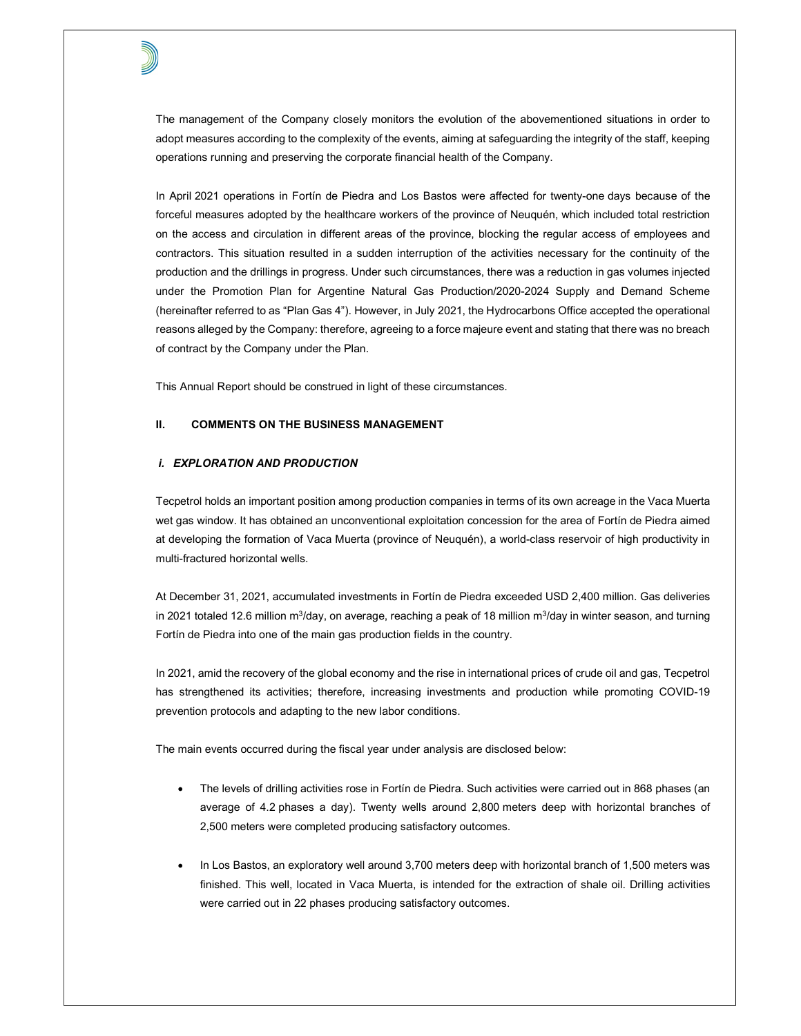The management of the Company closely monitors the evolution of the abovementioned situations in order to adopt measures according to the complexity of the events, aiming at safeguarding the integrity of the staff, keeping operations running and preserving the corporate financial health of the Company.

In April 2021 operations in Fortín de Piedra and Los Bastos were affected for twenty-one days because of the forceful measures adopted by the healthcare workers of the province of Neuquén, which included total restriction on the access and circulation in different areas of the province, blocking the regular access of employees and contractors. This situation resulted in a sudden interruption of the activities necessary for the continuity of the production and the drillings in progress. Under such circumstances, there was a reduction in gas volumes injected under the Promotion Plan for Argentine Natural Gas Production/2020-2024 Supply and Demand Scheme (hereinafter referred to as "Plan Gas 4"). However, in July 2021, the Hydrocarbons Office accepted the operational reasons alleged by the Company: therefore, agreeing to a force majeure event and stating that there was no breach of contract by the Company under the Plan.

This Annual Report should be construed in light of these circumstances.

## II. COMMENTS ON THE BUSINESS MANAGEMENT

### *i. EXPLORATION AND PRODUCTION*

Tecpetrol holds an important position among production companies in terms of its own acreage in the Vaca Muerta wet gas window. It has obtained an unconventional exploitation concession for the area of Fortín de Piedra aimed at developing the formation of Vaca Muerta (province of Neuquén), a world-class reservoir of high productivity in multi-fractured horizontal wells.

At December 31, 2021, accumulated investments in Fortín de Piedra exceeded USD 2,400 million. Gas deliveries in 2021 totaled 12.6 million $m^3$/day, on average, reaching a peak of 18 million $m^3$/day in winter season, and turning Fortín de Piedra into one of the main gas production fields in the country.

In 2021, amid the recovery of the global economy and the rise in international prices of crude oil and gas, Tecpetrol has strengthened its activities; therefore, increasing investments and production while promoting COVID-19 prevention protocols and adapting to the new labor conditions.

The main events occurred during the fiscal year under analysis are disclosed below:

- The levels of drilling activities rose in Fortín de Piedra. Such activities were carried out in 868 phases (an average of 4.2 phases a day). Twenty wells around 2,800 meters deep with horizontal branches of 2,500 meters were completed producing satisfactory outcomes.

- In Los Bastos, an exploratory well around 3,700 meters deep with horizontal branch of 1,500 meters was finished. This well, located in Vaca Muerta, is intended for the extraction of shale oil. Drilling activities were carried out in 22 phases producing satisfactory outcomes.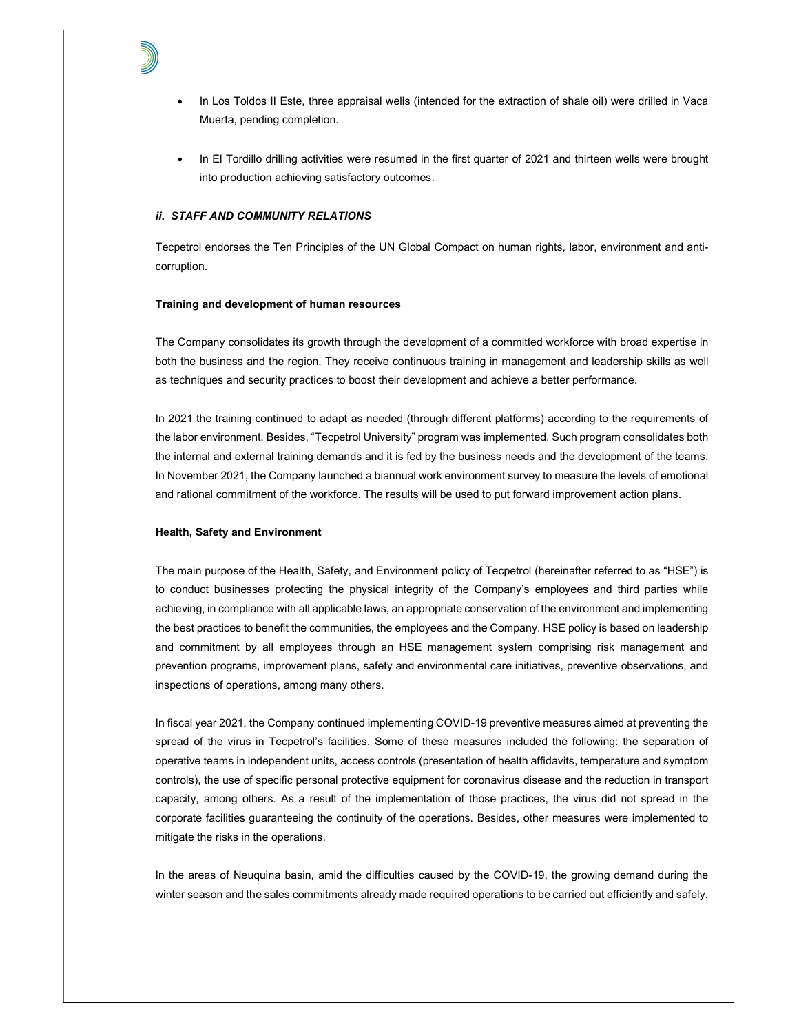- In Los Toldos II Este, three appraisal wells (intended for the extraction of shale oil) were drilled in Vaca Muerta, pending completion.

- In El Tordillo drilling activities were resumed in the first quarter of 2021 and thirteen wells were brought into production achieving satisfactory outcomes.

### *ii. STAFF AND COMMUNITY RELATIONS*

Tecpetrol endorses the Ten Principles of the UN Global Compact on human rights, labor, environment and anti-corruption.

**Training and development of human resources**

The Company consolidates its growth through the development of a committed workforce with broad expertise in both the business and the region. They receive continuous training in management and leadership skills as well as techniques and security practices to boost their development and achieve a better performance.

In 2021 the training continued to adapt as needed (through different platforms) according to the requirements of the labor environment. Besides, "Tecpetrol University" program was implemented. Such program consolidates both the internal and external training demands and it is fed by the business needs and the development of the teams. In November 2021, the Company launched a biannual work environment survey to measure the levels of emotional and rational commitment of the workforce. The results will be used to put forward improvement action plans.

**Health, Safety and Environment**

The main purpose of the Health, Safety, and Environment policy of Tecpetrol (hereinafter referred to as "HSE") is to conduct businesses protecting the physical integrity of the Company's employees and third parties while achieving, in compliance with all applicable laws, an appropriate conservation of the environment and implementing the best practices to benefit the communities, the employees and the Company. HSE policy is based on leadership and commitment by all employees through an HSE management system comprising risk management and prevention programs, improvement plans, safety and environmental care initiatives, preventive observations, and inspections of operations, among many others.

In fiscal year 2021, the Company continued implementing COVID-19 preventive measures aimed at preventing the spread of the virus in Tecpetrol's facilities. Some of these measures included the following: the separation of operative teams in independent units, access controls (presentation of health affidavits, temperature and symptom controls), the use of specific personal protective equipment for coronavirus disease and the reduction in transport capacity, among others. As a result of the implementation of those practices, the virus did not spread in the corporate facilities guaranteeing the continuity of the operations. Besides, other measures were implemented to mitigate the risks in the operations.

In the areas of Neuquina basin, amid the difficulties caused by the COVID-19, the growing demand during the winter season and the sales commitments already made required operations to be carried out efficiently and safely.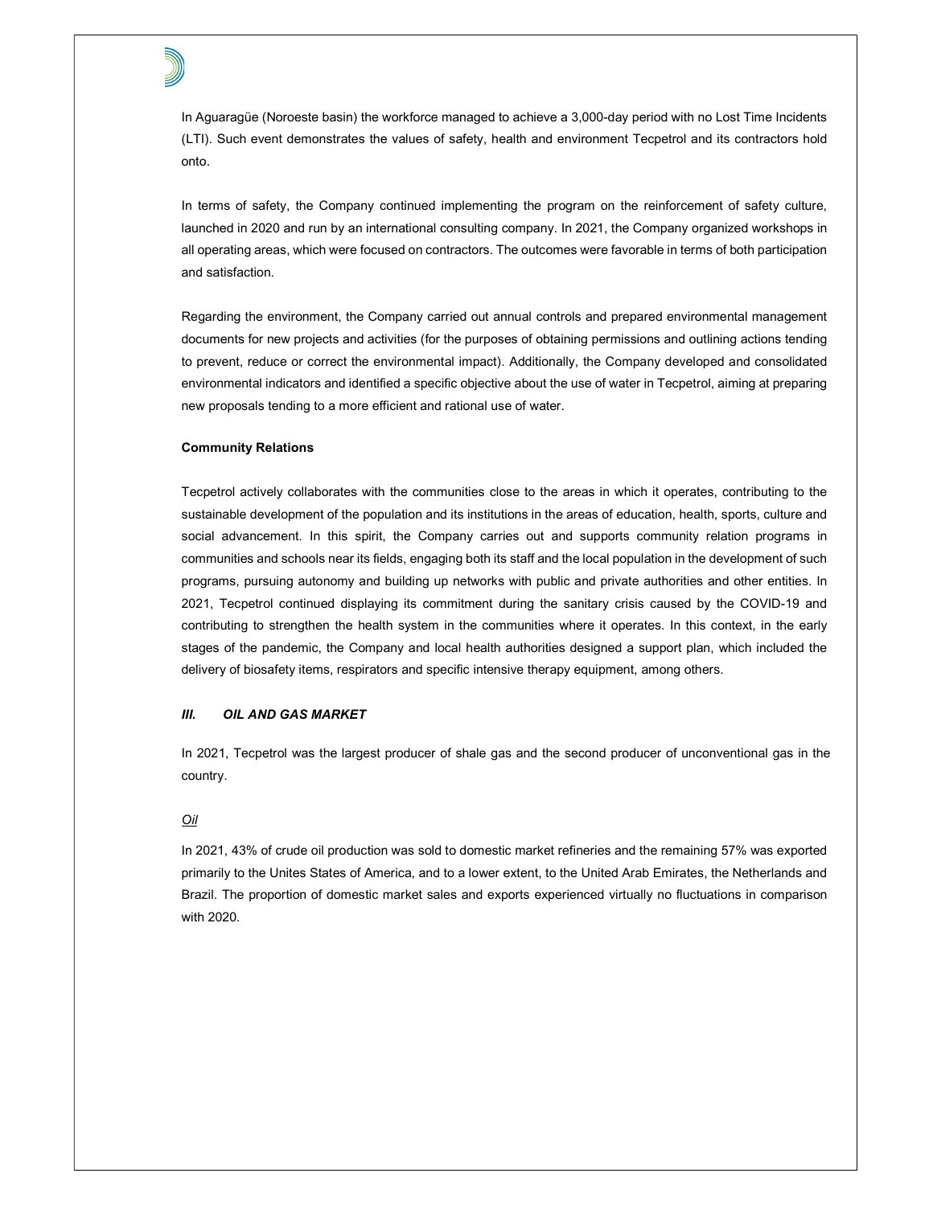In Aguaragüe (Noroeste basin) the workforce managed to achieve a 3,000-day period with no Lost Time Incidents (LTI). Such event demonstrates the values of safety, health and environment Tecpetrol and its contractors hold onto.

In terms of safety, the Company continued implementing the program on the reinforcement of safety culture, launched in 2020 and run by an international consulting company. In 2021, the Company organized workshops in all operating areas, which were focused on contractors. The outcomes were favorable in terms of both participation and satisfaction.

Regarding the environment, the Company carried out annual controls and prepared environmental management documents for new projects and activities (for the purposes of obtaining permissions and outlining actions tending to prevent, reduce or correct the environmental impact). Additionally, the Company developed and consolidated environmental indicators and identified a specific objective about the use of water in Tecpetrol, aiming at preparing new proposals tending to a more efficient and rational use of water.

**Community Relations**

Tecpetrol actively collaborates with the communities close to the areas in which it operates, contributing to the sustainable development of the population and its institutions in the areas of education, health, sports, culture and social advancement. In this spirit, the Company carries out and supports community relation programs in communities and schools near its fields, engaging both its staff and the local population in the development of such programs, pursuing autonomy and building up networks with public and private authorities and other entities. In 2021, Tecpetrol continued displaying its commitment during the sanitary crisis caused by the COVID-19 and contributing to strengthen the health system in the communities where it operates. In this context, in the early stages of the pandemic, the Company and local health authorities designed a support plan, which included the delivery of biosafety items, respirators and specific intensive therapy equipment, among others.

## *III. OIL AND GAS MARKET*

In 2021, Tecpetrol was the largest producer of shale gas and the second producer of unconventional gas in the country.

*Oil*

In 2021, 43% of crude oil production was sold to domestic market refineries and the remaining 57% was exported primarily to the Unites States of America, and to a lower extent, to the United Arab Emirates, the Netherlands and Brazil. The proportion of domestic market sales and exports experienced virtually no fluctuations in comparison with 2020.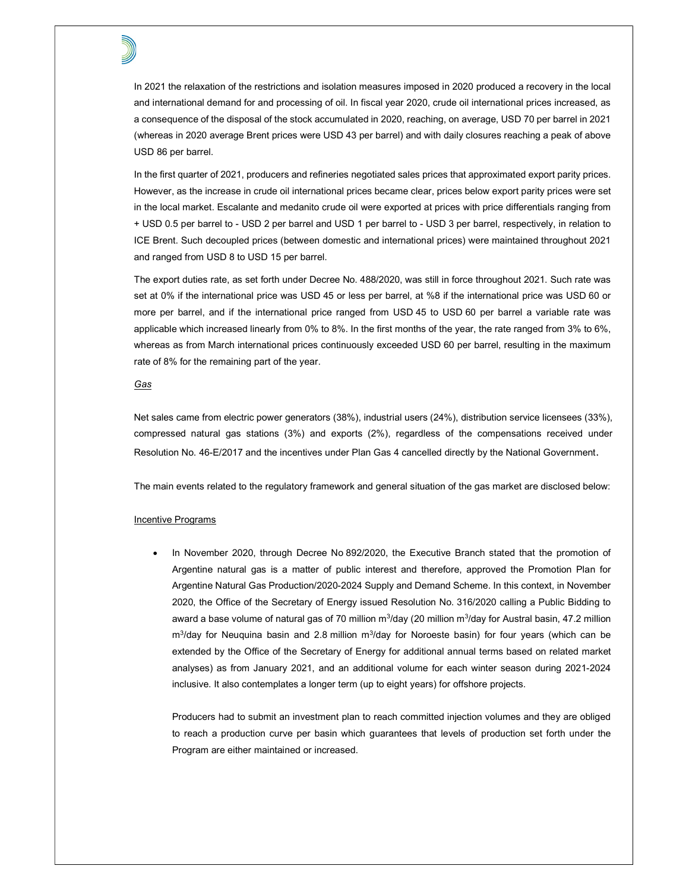In 2021 the relaxation of the restrictions and isolation measures imposed in 2020 produced a recovery in the local and international demand for and processing of oil. In fiscal year 2020, crude oil international prices increased, as a consequence of the disposal of the stock accumulated in 2020, reaching, on average, USD 70 per barrel in 2021 (whereas in 2020 average Brent prices were USD 43 per barrel) and with daily closures reaching a peak of above USD 86 per barrel.

In the first quarter of 2021, producers and refineries negotiated sales prices that approximated export parity prices. However, as the increase in crude oil international prices became clear, prices below export parity prices were set in the local market. Escalante and medanito crude oil were exported at prices with price differentials ranging from + USD 0.5 per barrel to - USD 2 per barrel and USD 1 per barrel to - USD 3 per barrel, respectively, in relation to ICE Brent. Such decoupled prices (between domestic and international prices) were maintained throughout 2021 and ranged from USD 8 to USD 15 per barrel.

The export duties rate, as set forth under Decree No. 488/2020, was still in force throughout 2021. Such rate was set at 0% if the international price was USD 45 or less per barrel, at %8 if the international price was USD 60 or more per barrel, and if the international price ranged from USD 45 to USD 60 per barrel a variable rate was applicable which increased linearly from 0% to 8%. In the first months of the year, the rate ranged from 3% to 6%, whereas as from March international prices continuously exceeded USD 60 per barrel, resulting in the maximum rate of 8% for the remaining part of the year.

*Gas*

Net sales came from electric power generators (38%), industrial users (24%), distribution service licensees (33%), compressed natural gas stations (3%) and exports (2%), regardless of the compensations received under Resolution No. 46-E/2017 and the incentives under Plan Gas 4 cancelled directly by the National Government.

The main events related to the regulatory framework and general situation of the gas market are disclosed below:

Incentive Programs

- In November 2020, through Decree No 892/2020, the Executive Branch stated that the promotion of Argentine natural gas is a matter of public interest and therefore, approved the Promotion Plan for Argentine Natural Gas Production/2020-2024 Supply and Demand Scheme. In this context, in November 2020, the Office of the Secretary of Energy issued Resolution No. 316/2020 calling a Public Bidding to award a base volume of natural gas of 70 million $m^3$/day (20 million $m^3$/day for Austral basin, 47.2 million $m^3$/day for Neuquina basin and 2.8 million $m^3$/day for Noroeste basin) for four years (which can be extended by the Office of the Secretary of Energy for additional annual terms based on related market analyses) as from January 2021, and an additional volume for each winter season during 2021-2024 inclusive. It also contemplates a longer term (up to eight years) for offshore projects.

  Producers had to submit an investment plan to reach committed injection volumes and they are obliged to reach a production curve per basin which guarantees that levels of production set forth under the Program are either maintained or increased.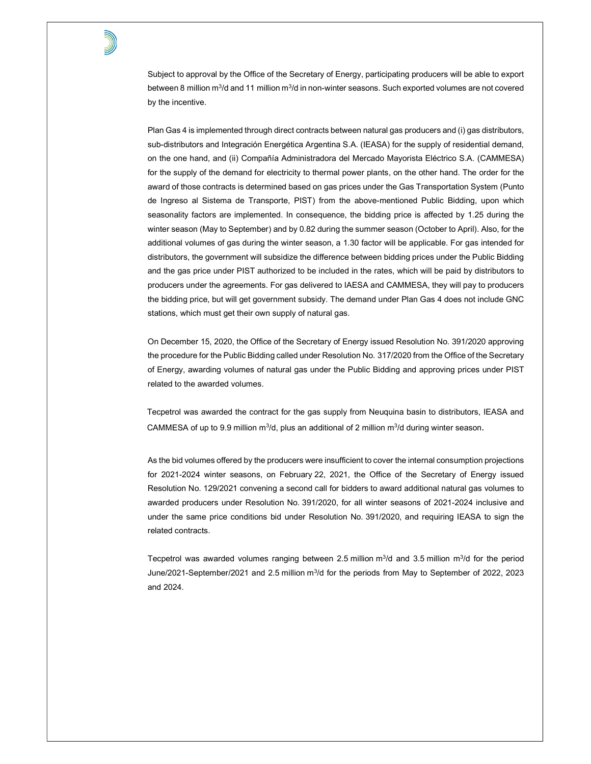Subject to approval by the Office of the Secretary of Energy, participating producers will be able to export between 8 million $m^3$/d and 11 million $m^3$/d in non-winter seasons. Such exported volumes are not covered by the incentive.

Plan Gas 4 is implemented through direct contracts between natural gas producers and (i) gas distributors, sub-distributors and Integración Energética Argentina S.A. (IEASA) for the supply of residential demand, on the one hand, and (ii) Compañía Administradora del Mercado Mayorista Eléctrico S.A. (CAMMESA) for the supply of the demand for electricity to thermal power plants, on the other hand. The order for the award of those contracts is determined based on gas prices under the Gas Transportation System (Punto de Ingreso al Sistema de Transporte, PIST) from the above-mentioned Public Bidding, upon which seasonality factors are implemented. In consequence, the bidding price is affected by 1.25 during the winter season (May to September) and by 0.82 during the summer season (October to April). Also, for the additional volumes of gas during the winter season, a 1.30 factor will be applicable. For gas intended for distributors, the government will subsidize the difference between bidding prices under the Public Bidding and the gas price under PIST authorized to be included in the rates, which will be paid by distributors to producers under the agreements. For gas delivered to IAESA and CAMMESA, they will pay to producers the bidding price, but will get government subsidy. The demand under Plan Gas 4 does not include GNC stations, which must get their own supply of natural gas.

On December 15, 2020, the Office of the Secretary of Energy issued Resolution No. 391/2020 approving the procedure for the Public Bidding called under Resolution No. 317/2020 from the Office of the Secretary of Energy, awarding volumes of natural gas under the Public Bidding and approving prices under PIST related to the awarded volumes.

Tecpetrol was awarded the contract for the gas supply from Neuquina basin to distributors, IEASA and CAMMESA of up to 9.9 million $m^3$/d, plus an additional of 2 million $m^3$/d during winter season.

As the bid volumes offered by the producers were insufficient to cover the internal consumption projections for 2021-2024 winter seasons, on February 22, 2021, the Office of the Secretary of Energy issued Resolution No. 129/2021 convening a second call for bidders to award additional natural gas volumes to awarded producers under Resolution No. 391/2020, for all winter seasons of 2021-2024 inclusive and under the same price conditions bid under Resolution No. 391/2020, and requiring IEASA to sign the related contracts.

Tecpetrol was awarded volumes ranging between 2.5 million $m^3$/d and 3.5 million $m^3$/d for the period June/2021-September/2021 and 2.5 million $m^3$/d for the periods from May to September of 2022, 2023 and 2024.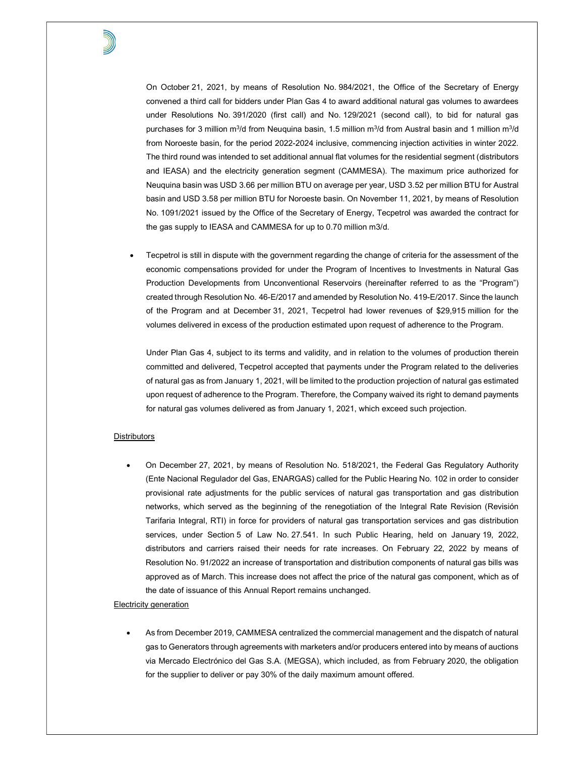On October 21, 2021, by means of Resolution No. 984/2021, the Office of the Secretary of Energy convened a third call for bidders under Plan Gas 4 to award additional natural gas volumes to awardees under Resolutions No. 391/2020 (first call) and No. 129/2021 (second call), to bid for natural gas purchases for 3 million $m^3$/d from Neuquina basin, 1.5 million $m^3$/d from Austral basin and 1 million $m^3$/d from Noroeste basin, for the period 2022-2024 inclusive, commencing injection activities in winter 2022. The third round was intended to set additional annual flat volumes for the residential segment (distributors and IEASA) and the electricity generation segment (CAMMESA). The maximum price authorized for Neuquina basin was USD 3.66 per million BTU on average per year, USD 3.52 per million BTU for Austral basin and USD 3.58 per million BTU for Noroeste basin. On November 11, 2021, by means of Resolution No. 1091/2021 issued by the Office of the Secretary of Energy, Tecpetrol was awarded the contract for the gas supply to IEASA and CAMMESA for up to 0.70 million m3/d.

- Tecpetrol is still in dispute with the government regarding the change of criteria for the assessment of the economic compensations provided for under the Program of Incentives to Investments in Natural Gas Production Developments from Unconventional Reservoirs (hereinafter referred to as the "Program") created through Resolution No. 46-E/2017 and amended by Resolution No. 419-E/2017. Since the launch of the Program and at December 31, 2021, Tecpetrol had lower revenues of $29,915 million for the volumes delivered in excess of the production estimated upon request of adherence to the Program.

  Under Plan Gas 4, subject to its terms and validity, and in relation to the volumes of production therein committed and delivered, Tecpetrol accepted that payments under the Program related to the deliveries of natural gas as from January 1, 2021, will be limited to the production projection of natural gas estimated upon request of adherence to the Program. Therefore, the Company waived its right to demand payments for natural gas volumes delivered as from January 1, 2021, which exceed such projection.

<u>Distributors</u>

- On December 27, 2021, by means of Resolution No. 518/2021, the Federal Gas Regulatory Authority (Ente Nacional Regulador del Gas, ENARGAS) called for the Public Hearing No. 102 in order to consider provisional rate adjustments for the public services of natural gas transportation and gas distribution networks, which served as the beginning of the renegotiation of the Integral Rate Revision (Revisión Tarifaria Integral, RTI) in force for providers of natural gas transportation services and gas distribution services, under Section 5 of Law No. 27.541. In such Public Hearing, held on January 19, 2022, distributors and carriers raised their needs for rate increases. On February 22, 2022 by means of Resolution No. 91/2022 an increase of transportation and distribution components of natural gas bills was approved as of March. This increase does not affect the price of the natural gas component, which as of the date of issuance of this Annual Report remains unchanged.

<u>Electricity generation</u>

- As from December 2019, CAMMESA centralized the commercial management and the dispatch of natural gas to Generators through agreements with marketers and/or producers entered into by means of auctions via Mercado Electrónico del Gas S.A. (MEGSA), which included, as from February 2020, the obligation for the supplier to deliver or pay 30% of the daily maximum amount offered.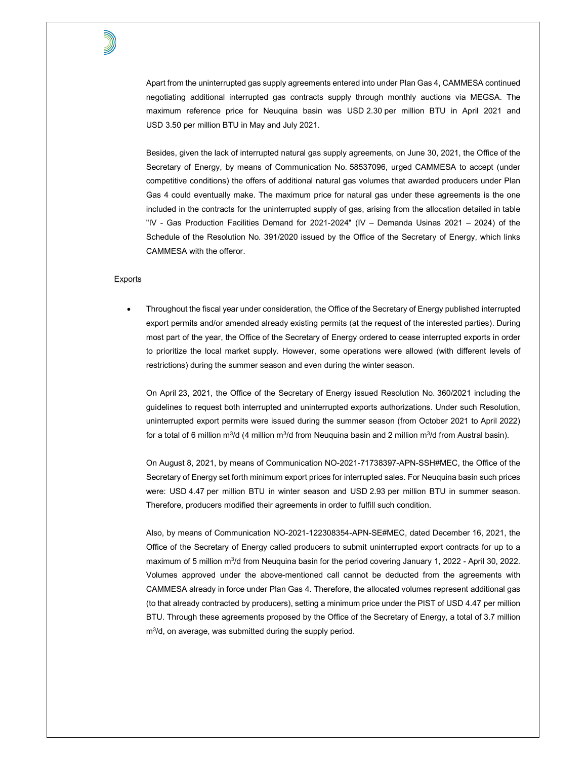Apart from the uninterrupted gas supply agreements entered into under Plan Gas 4, CAMMESA continued negotiating additional interrupted gas contracts supply through monthly auctions via MEGSA. The maximum reference price for Neuquina basin was USD 2.30 per million BTU in April 2021 and USD 3.50 per million BTU in May and July 2021.

Besides, given the lack of interrupted natural gas supply agreements, on June 30, 2021, the Office of the Secretary of Energy, by means of Communication No. 58537096, urged CAMMESA to accept (under competitive conditions) the offers of additional natural gas volumes that awarded producers under Plan Gas 4 could eventually make. The maximum price for natural gas under these agreements is the one included in the contracts for the uninterrupted supply of gas, arising from the allocation detailed in table "IV - Gas Production Facilities Demand for 2021-2024" (IV – Demanda Usinas 2021 – 2024) of the Schedule of the Resolution No. 391/2020 issued by the Office of the Secretary of Energy, which links CAMMESA with the offeror.

Exports

- Throughout the fiscal year under consideration, the Office of the Secretary of Energy published interrupted export permits and/or amended already existing permits (at the request of the interested parties). During most part of the year, the Office of the Secretary of Energy ordered to cease interrupted exports in order to prioritize the local market supply. However, some operations were allowed (with different levels of restrictions) during the summer season and even during the winter season.

  On April 23, 2021, the Office of the Secretary of Energy issued Resolution No. 360/2021 including the guidelines to request both interrupted and uninterrupted exports authorizations. Under such Resolution, uninterrupted export permits were issued during the summer season (from October 2021 to April 2022) for a total of 6 million $m^3$/d (4 million $m^3$/d from Neuquina basin and 2 million $m^3$/d from Austral basin).

  On August 8, 2021, by means of Communication NO-2021-71738397-APN-SSH#MEC, the Office of the Secretary of Energy set forth minimum export prices for interrupted sales. For Neuquina basin such prices were: USD 4.47 per million BTU in winter season and USD 2.93 per million BTU in summer season. Therefore, producers modified their agreements in order to fulfill such condition.

  Also, by means of Communication NO-2021-122308354-APN-SE#MEC, dated December 16, 2021, the Office of the Secretary of Energy called producers to submit uninterrupted export contracts for up to a maximum of 5 million $m^3$/d from Neuquina basin for the period covering January 1, 2022 - April 30, 2022. Volumes approved under the above-mentioned call cannot be deducted from the agreements with CAMMESA already in force under Plan Gas 4. Therefore, the allocated volumes represent additional gas (to that already contracted by producers), setting a minimum price under the PIST of USD 4.47 per million BTU. Through these agreements proposed by the Office of the Secretary of Energy, a total of 3.7 million $m^3$/d, on average, was submitted during the supply period.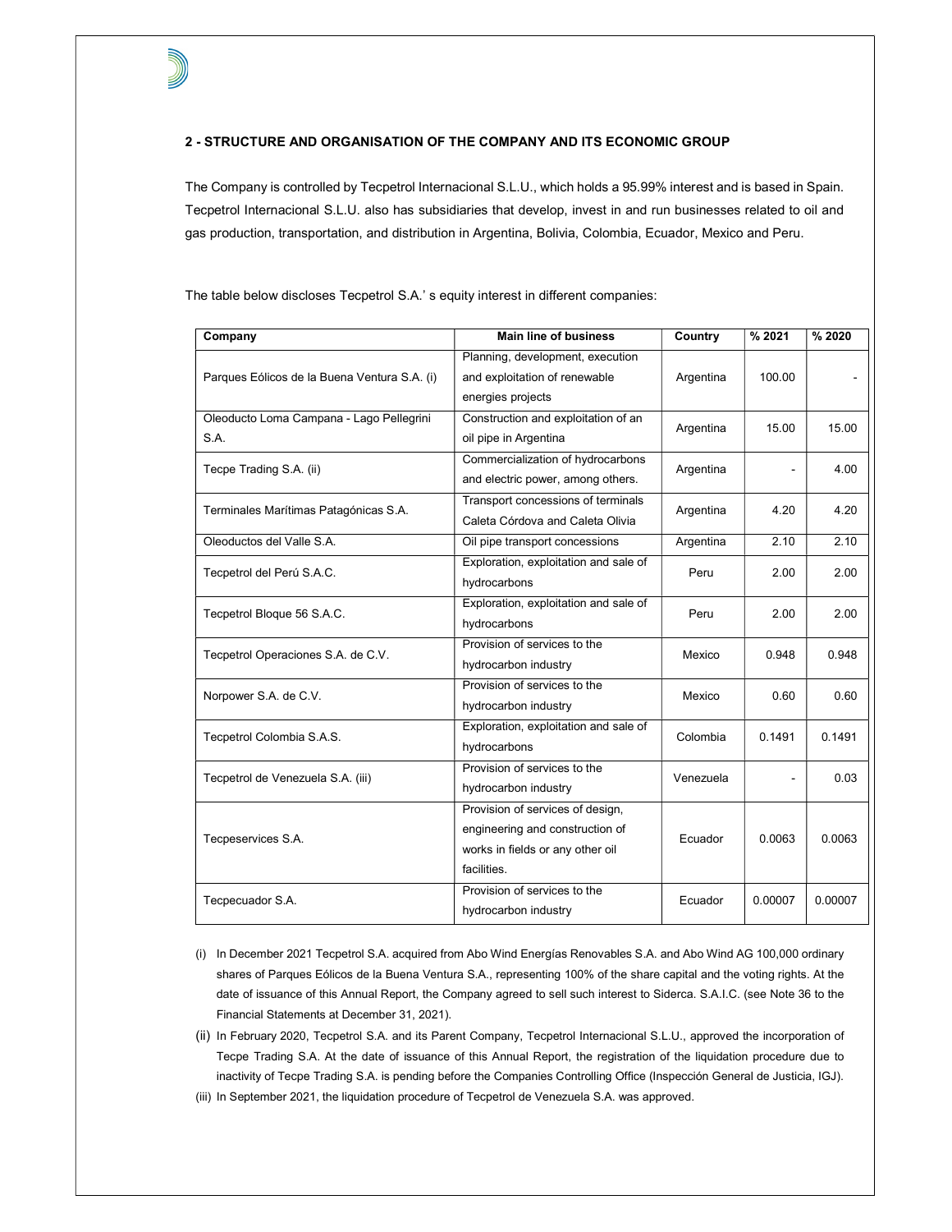## 2 - STRUCTURE AND ORGANISATION OF THE COMPANY AND ITS ECONOMIC GROUP

The Company is controlled by Tecpetrol Internacional S.L.U., which holds a 95.99% interest and is based in Spain. Tecpetrol Internacional S.L.U. also has subsidiaries that develop, invest in and run businesses related to oil and gas production, transportation, and distribution in Argentina, Bolivia, Colombia, Ecuador, Mexico and Peru.

The table below discloses Tecpetrol S.A.' s equity interest in different companies:

| Company | Main line of business | Country | % 2021 | % 2020 |
|---|---|---|---|---|
| Parques Eólicos de la Buena Ventura S.A. (i) | Planning, development, execution and exploitation of renewable energies projects | Argentina | 100.00 | - |
| Oleoducto Loma Campana - Lago Pellegrini S.A. | Construction and exploitation of an oil pipe in Argentina | Argentina | 15.00 | 15.00 |
| Tecpe Trading S.A. (ii) | Commercialization of hydrocarbons and electric power, among others. | Argentina | - | 4.00 |
| Terminales Marítimas Patagónicas S.A. | Transport concessions of terminals Caleta Córdova and Caleta Olivia | Argentina | 4.20 | 4.20 |
| Oleoductos del Valle S.A. | Oil pipe transport concessions | Argentina | 2.10 | 2.10 |
| Tecpetrol del Perú S.A.C. | Exploration, exploitation and sale of hydrocarbons | Peru | 2.00 | 2.00 |
| Tecpetrol Bloque 56 S.A.C. | Exploration, exploitation and sale of hydrocarbons | Peru | 2.00 | 2.00 |
| Tecpetrol Operaciones S.A. de C.V. | Provision of services to the hydrocarbon industry | Mexico | 0.948 | 0.948 |
| Norpower S.A. de C.V. | Provision of services to the hydrocarbon industry | Mexico | 0.60 | 0.60 |
| Tecpetrol Colombia S.A.S. | Exploration, exploitation and sale of hydrocarbons | Colombia | 0.1491 | 0.1491 |
| Tecpetrol de Venezuela S.A. (iii) | Provision of services to the hydrocarbon industry | Venezuela | - | 0.03 |
| Tecpeservices S.A. | Provision of services of design, engineering and construction of works in fields or any other oil facilities. | Ecuador | 0.0063 | 0.0063 |
| Tecpecuador S.A. | Provision of services to the hydrocarbon industry | Ecuador | 0.00007 | 0.00007 |

(i) In December 2021 Tecpetrol S.A. acquired from Abo Wind Energías Renovables S.A. and Abo Wind AG 100,000 ordinary shares of Parques Eólicos de la Buena Ventura S.A., representing 100% of the share capital and the voting rights. At the date of issuance of this Annual Report, the Company agreed to sell such interest to Siderca. S.A.I.C. (see Note 36 to the Financial Statements at December 31, 2021).

(ii) In February 2020, Tecpetrol S.A. and its Parent Company, Tecpetrol Internacional S.L.U., approved the incorporation of Tecpe Trading S.A. At the date of issuance of this Annual Report, the registration of the liquidation procedure due to inactivity of Tecpe Trading S.A. is pending before the Companies Controlling Office (Inspección General de Justicia, IGJ).

(iii) In September 2021, the liquidation procedure of Tecpetrol de Venezuela S.A. was approved.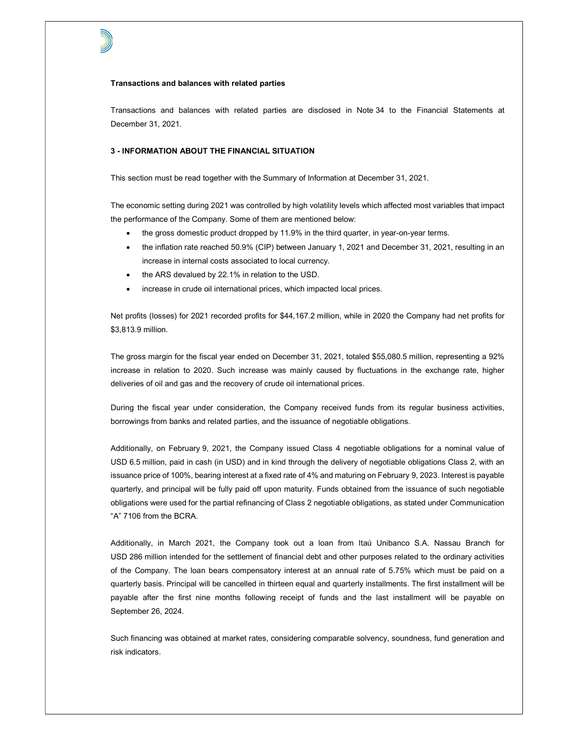**Transactions and balances with related parties**

Transactions and balances with related parties are disclosed in Note 34 to the Financial Statements at December 31, 2021.

**3 - INFORMATION ABOUT THE FINANCIAL SITUATION**

This section must be read together with the Summary of Information at December 31, 2021.

The economic setting during 2021 was controlled by high volatility levels which affected most variables that impact the performance of the Company. Some of them are mentioned below:

- the gross domestic product dropped by 11.9% in the third quarter, in year-on-year terms.
- the inflation rate reached 50.9% (CIP) between January 1, 2021 and December 31, 2021, resulting in an increase in internal costs associated to local currency.
- the ARS devalued by 22.1% in relation to the USD.
- increase in crude oil international prices, which impacted local prices.

Net profits (losses) for 2021 recorded profits for $44,167.2 million, while in 2020 the Company had net profits for $3,813.9 million.

The gross margin for the fiscal year ended on December 31, 2021, totaled $55,080.5 million, representing a 92% increase in relation to 2020. Such increase was mainly caused by fluctuations in the exchange rate, higher deliveries of oil and gas and the recovery of crude oil international prices.

During the fiscal year under consideration, the Company received funds from its regular business activities, borrowings from banks and related parties, and the issuance of negotiable obligations.

Additionally, on February 9, 2021, the Company issued Class 4 negotiable obligations for a nominal value of USD 6.5 million, paid in cash (in USD) and in kind through the delivery of negotiable obligations Class 2, with an issuance price of 100%, bearing interest at a fixed rate of 4% and maturing on February 9, 2023. Interest is payable quarterly, and principal will be fully paid off upon maturity. Funds obtained from the issuance of such negotiable obligations were used for the partial refinancing of Class 2 negotiable obligations, as stated under Communication "A" 7106 from the BCRA.

Additionally, in March 2021, the Company took out a loan from Itaú Unibanco S.A. Nassau Branch for USD 286 million intended for the settlement of financial debt and other purposes related to the ordinary activities of the Company. The loan bears compensatory interest at an annual rate of 5.75% which must be paid on a quarterly basis. Principal will be cancelled in thirteen equal and quarterly installments. The first installment will be payable after the first nine months following receipt of funds and the last installment will be payable on September 26, 2024.

Such financing was obtained at market rates, considering comparable solvency, soundness, fund generation and risk indicators.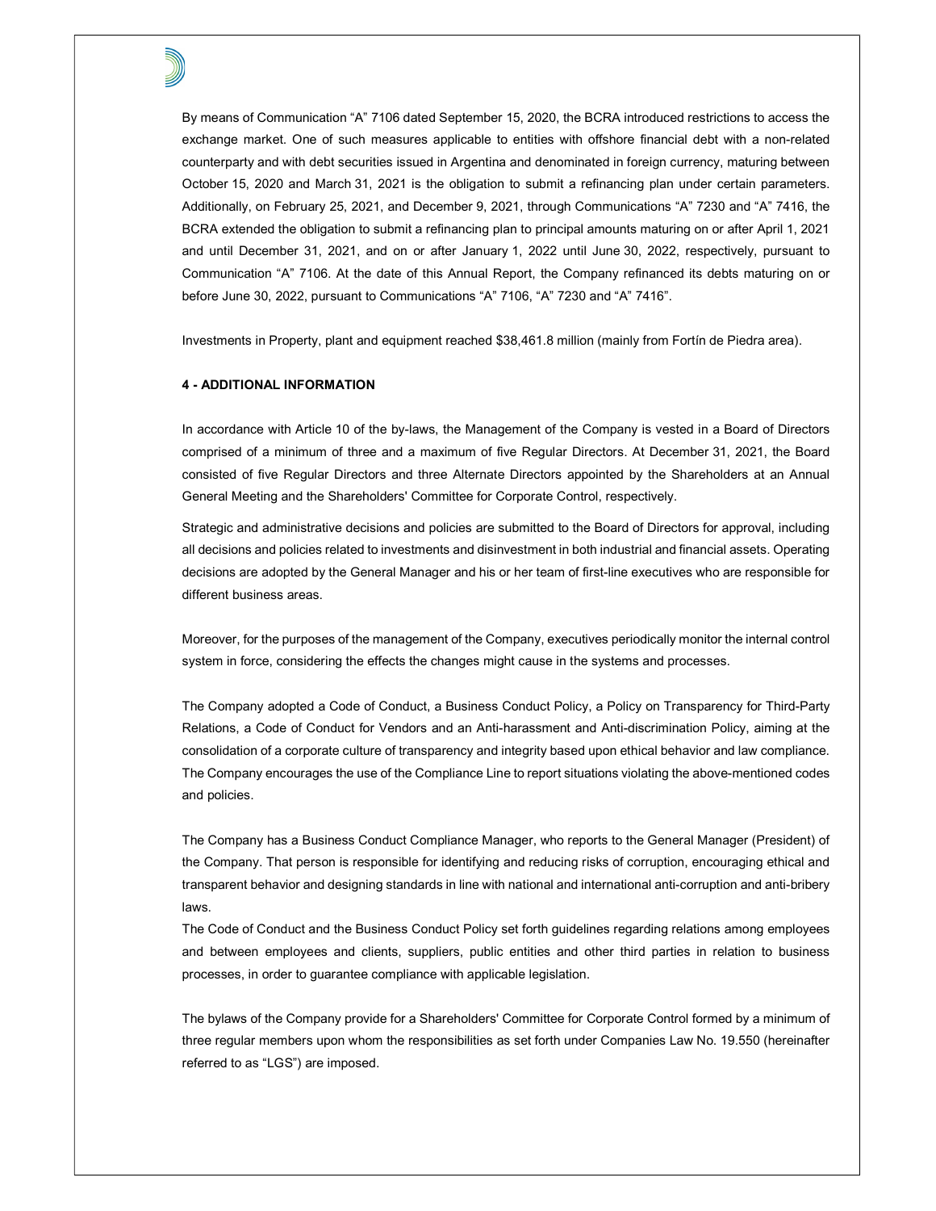By means of Communication "A" 7106 dated September 15, 2020, the BCRA introduced restrictions to access the exchange market. One of such measures applicable to entities with offshore financial debt with a non-related counterparty and with debt securities issued in Argentina and denominated in foreign currency, maturing between October 15, 2020 and March 31, 2021 is the obligation to submit a refinancing plan under certain parameters. Additionally, on February 25, 2021, and December 9, 2021, through Communications "A" 7230 and "A" 7416, the BCRA extended the obligation to submit a refinancing plan to principal amounts maturing on or after April 1, 2021 and until December 31, 2021, and on or after January 1, 2022 until June 30, 2022, respectively, pursuant to Communication "A" 7106. At the date of this Annual Report, the Company refinanced its debts maturing on or before June 30, 2022, pursuant to Communications "A" 7106, "A" 7230 and "A" 7416".

Investments in Property, plant and equipment reached $38,461.8 million (mainly from Fortín de Piedra area).

**4 - ADDITIONAL INFORMATION**

In accordance with Article 10 of the by-laws, the Management of the Company is vested in a Board of Directors comprised of a minimum of three and a maximum of five Regular Directors. At December 31, 2021, the Board consisted of five Regular Directors and three Alternate Directors appointed by the Shareholders at an Annual General Meeting and the Shareholders' Committee for Corporate Control, respectively.

Strategic and administrative decisions and policies are submitted to the Board of Directors for approval, including all decisions and policies related to investments and disinvestment in both industrial and financial assets. Operating decisions are adopted by the General Manager and his or her team of first-line executives who are responsible for different business areas.

Moreover, for the purposes of the management of the Company, executives periodically monitor the internal control system in force, considering the effects the changes might cause in the systems and processes.

The Company adopted a Code of Conduct, a Business Conduct Policy, a Policy on Transparency for Third-Party Relations, a Code of Conduct for Vendors and an Anti-harassment and Anti-discrimination Policy, aiming at the consolidation of a corporate culture of transparency and integrity based upon ethical behavior and law compliance. The Company encourages the use of the Compliance Line to report situations violating the above-mentioned codes and policies.

The Company has a Business Conduct Compliance Manager, who reports to the General Manager (President) of the Company. That person is responsible for identifying and reducing risks of corruption, encouraging ethical and transparent behavior and designing standards in line with national and international anti-corruption and anti-bribery laws.

The Code of Conduct and the Business Conduct Policy set forth guidelines regarding relations among employees and between employees and clients, suppliers, public entities and other third parties in relation to business processes, in order to guarantee compliance with applicable legislation.

The bylaws of the Company provide for a Shareholders' Committee for Corporate Control formed by a minimum of three regular members upon whom the responsibilities as set forth under Companies Law No. 19.550 (hereinafter referred to as "LGS") are imposed.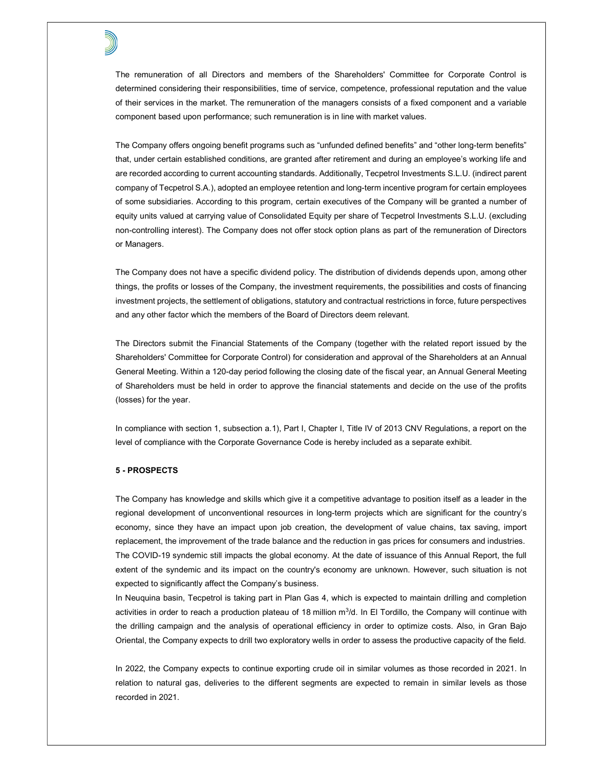The remuneration of all Directors and members of the Shareholders' Committee for Corporate Control is determined considering their responsibilities, time of service, competence, professional reputation and the value of their services in the market. The remuneration of the managers consists of a fixed component and a variable component based upon performance; such remuneration is in line with market values.

The Company offers ongoing benefit programs such as "unfunded defined benefits" and "other long-term benefits" that, under certain established conditions, are granted after retirement and during an employee's working life and are recorded according to current accounting standards. Additionally, Tecpetrol Investments S.L.U. (indirect parent company of Tecpetrol S.A.), adopted an employee retention and long-term incentive program for certain employees of some subsidiaries. According to this program, certain executives of the Company will be granted a number of equity units valued at carrying value of Consolidated Equity per share of Tecpetrol Investments S.L.U. (excluding non-controlling interest). The Company does not offer stock option plans as part of the remuneration of Directors or Managers.

The Company does not have a specific dividend policy. The distribution of dividends depends upon, among other things, the profits or losses of the Company, the investment requirements, the possibilities and costs of financing investment projects, the settlement of obligations, statutory and contractual restrictions in force, future perspectives and any other factor which the members of the Board of Directors deem relevant.

The Directors submit the Financial Statements of the Company (together with the related report issued by the Shareholders' Committee for Corporate Control) for consideration and approval of the Shareholders at an Annual General Meeting. Within a 120-day period following the closing date of the fiscal year, an Annual General Meeting of Shareholders must be held in order to approve the financial statements and decide on the use of the profits (losses) for the year.

In compliance with section 1, subsection a.1), Part I, Chapter I, Title IV of 2013 CNV Regulations, a report on the level of compliance with the Corporate Governance Code is hereby included as a separate exhibit.

**5 - PROSPECTS**

The Company has knowledge and skills which give it a competitive advantage to position itself as a leader in the regional development of unconventional resources in long-term projects which are significant for the country's economy, since they have an impact upon job creation, the development of value chains, tax saving, import replacement, the improvement of the trade balance and the reduction in gas prices for consumers and industries.
The COVID-19 syndemic still impacts the global economy. At the date of issuance of this Annual Report, the full extent of the syndemic and its impact on the country's economy are unknown. However, such situation is not expected to significantly affect the Company's business.
In Neuquina basin, Tecpetrol is taking part in Plan Gas 4, which is expected to maintain drilling and completion activities in order to reach a production plateau of 18 million $m^3$/d. In El Tordillo, the Company will continue with the drilling campaign and the analysis of operational efficiency in order to optimize costs. Also, in Gran Bajo Oriental, the Company expects to drill two exploratory wells in order to assess the productive capacity of the field.

In 2022, the Company expects to continue exporting crude oil in similar volumes as those recorded in 2021. In relation to natural gas, deliveries to the different segments are expected to remain in similar levels as those recorded in 2021.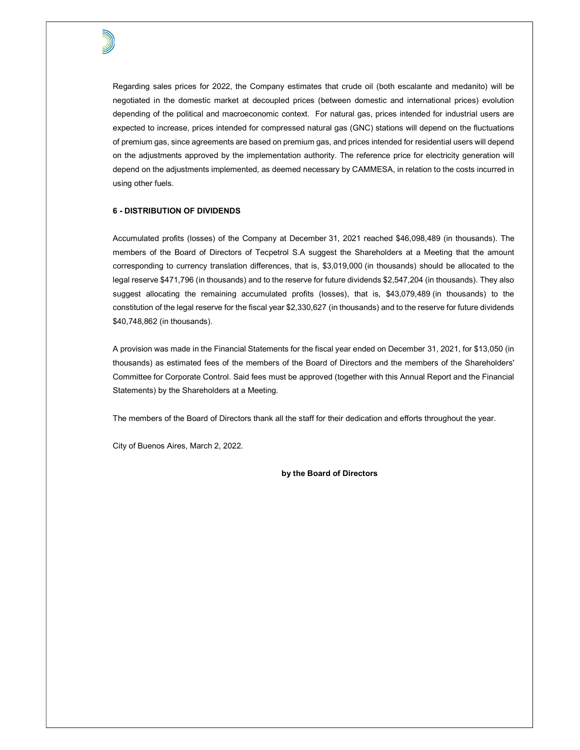Regarding sales prices for 2022, the Company estimates that crude oil (both escalante and medanito) will be negotiated in the domestic market at decoupled prices (between domestic and international prices) evolution depending of the political and macroeconomic context. For natural gas, prices intended for industrial users are expected to increase, prices intended for compressed natural gas (GNC) stations will depend on the fluctuations of premium gas, since agreements are based on premium gas, and prices intended for residential users will depend on the adjustments approved by the implementation authority. The reference price for electricity generation will depend on the adjustments implemented, as deemed necessary by CAMMESA, in relation to the costs incurred in using other fuels.

**6 - DISTRIBUTION OF DIVIDENDS**

Accumulated profits (losses) of the Company at December 31, 2021 reached $46,098,489 (in thousands). The members of the Board of Directors of Tecpetrol S.A suggest the Shareholders at a Meeting that the amount corresponding to currency translation differences, that is, $3,019,000 (in thousands) should be allocated to the legal reserve $471,796 (in thousands) and to the reserve for future dividends $2,547,204 (in thousands). They also suggest allocating the remaining accumulated profits (losses), that is, $43,079,489 (in thousands) to the constitution of the legal reserve for the fiscal year $2,330,627 (in thousands) and to the reserve for future dividends $40,748,862 (in thousands).

A provision was made in the Financial Statements for the fiscal year ended on December 31, 2021, for $13,050 (in thousands) as estimated fees of the members of the Board of Directors and the members of the Shareholders' Committee for Corporate Control. Said fees must be approved (together with this Annual Report and the Financial Statements) by the Shareholders at a Meeting.

The members of the Board of Directors thank all the staff for their dedication and efforts throughout the year.

City of Buenos Aires, March 2, 2022.

**by the Board of Directors**